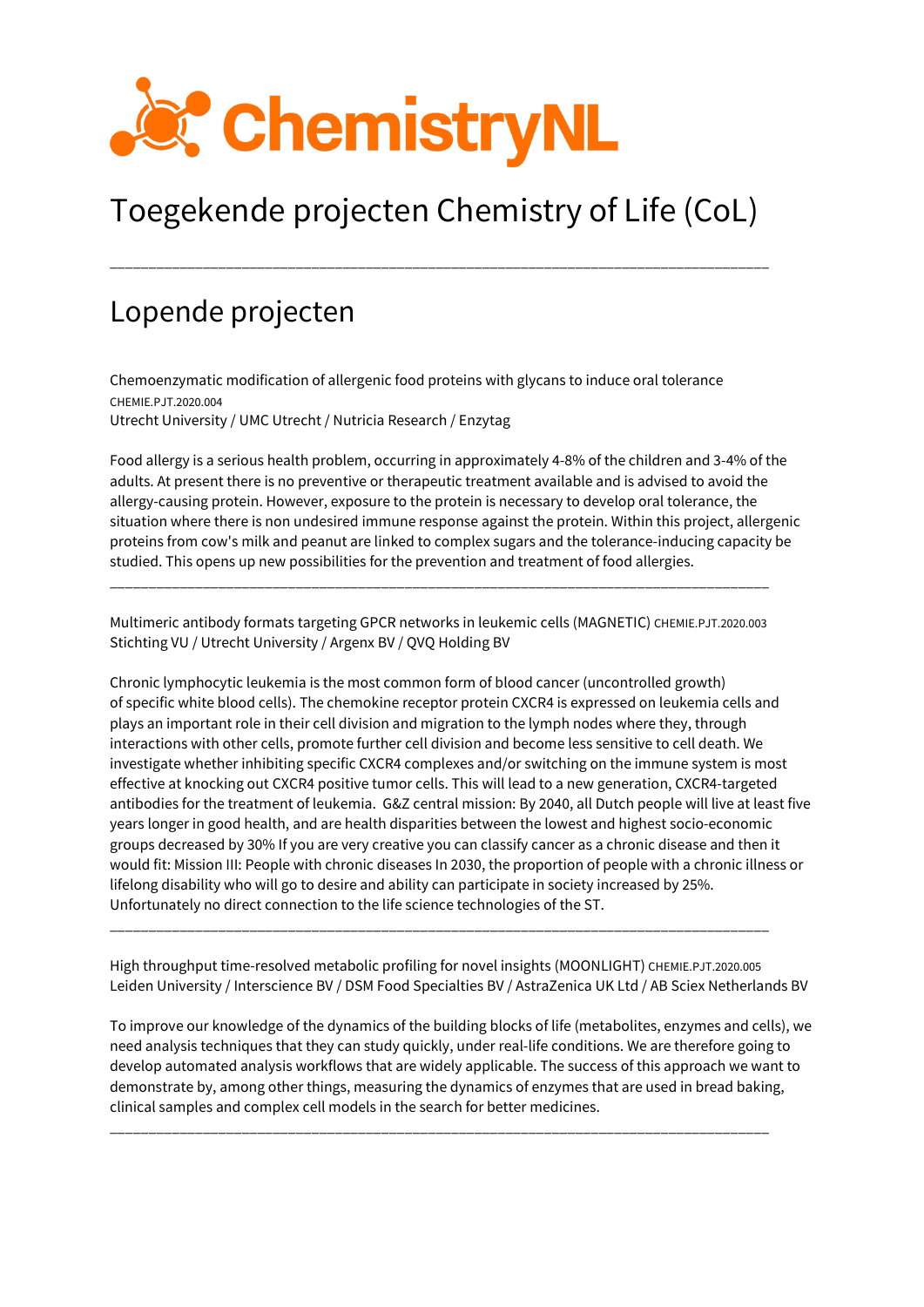# Toegekende projecten Chemistry of Life (CoL)

---

## Lopende projecten

Chemoenzymatic modification of allergenic food proteins with glycans to induce oral tolerance
CHEMIE.PJT.2020.004
Utrecht University / UMC Utrecht / Nutricia Research / Enzytag

Food allergy is a serious health problem, occurring in approximately 4-8% of the children and 3-4% of the adults. At present there is no preventive or therapeutic treatment available and is advised to avoid the allergy-causing protein. However, exposure to the protein is necessary to develop oral tolerance, the situation where there is non undesired immune response against the protein. Within this project, allergenic proteins from cow's milk and peanut are linked to complex sugars and the tolerance-inducing capacity be studied. This opens up new possibilities for the prevention and treatment of food allergies.

---

Multimeric antibody formats targeting GPCR networks in leukemic cells (MAGNETIC) CHEMIE.PJT.2020.003
Stichting VU / Utrecht University / Argenx BV / QVQ Holding BV

Chronic lymphocytic leukemia is the most common form of blood cancer (uncontrolled growth) of specific white blood cells). The chemokine receptor protein CXCR4 is expressed on leukemia cells and plays an important role in their cell division and migration to the lymph nodes where they, through interactions with other cells, promote further cell division and become less sensitive to cell death. We investigate whether inhibiting specific CXCR4 complexes and/or switching on the immune system is most effective at knocking out CXCR4 positive tumor cells. This will lead to a new generation, CXCR4-targeted antibodies for the treatment of leukemia. G&Z central mission: By 2040, all Dutch people will live at least five years longer in good health, and are health disparities between the lowest and highest socio-economic groups decreased by 30% If you are very creative you can classify cancer as a chronic disease and then it would fit: Mission III: People with chronic diseases In 2030, the proportion of people with a chronic illness or lifelong disability who will go to desire and ability can participate in society increased by 25%. Unfortunately no direct connection to the life science technologies of the ST.

---

High throughput time-resolved metabolic profiling for novel insights (MOONLIGHT) CHEMIE.PJT.2020.005
Leiden University / Interscience BV / DSM Food Specialties BV / AstraZenica UK Ltd / AB Sciex Netherlands BV

To improve our knowledge of the dynamics of the building blocks of life (metabolites, enzymes and cells), we need analysis techniques that they can study quickly, under real-life conditions. We are therefore going to develop automated analysis workflows that are widely applicable. The success of this approach we want to demonstrate by, among other things, measuring the dynamics of enzymes that are used in bread baking, clinical samples and complex cell models in the search for better medicines.

---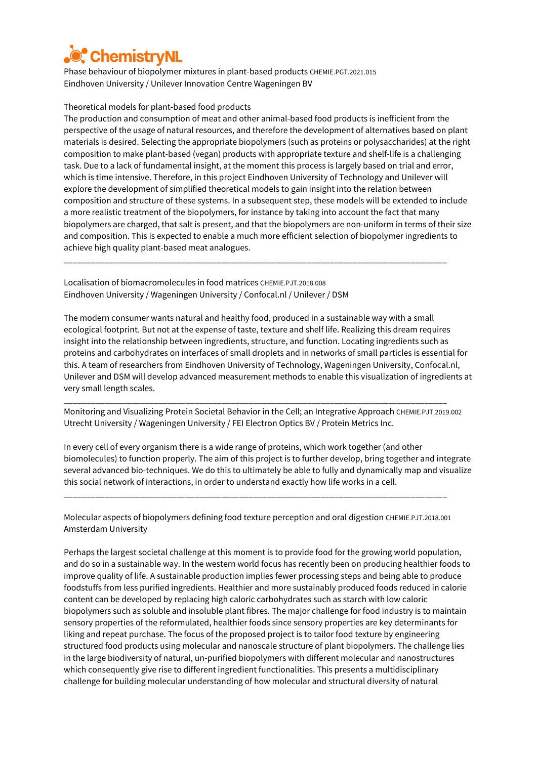ChemistryNL

Phase behaviour of biopolymer mixtures in plant-based products CHEMIE.PGT.2021.015
Eindhoven University / Unilever Innovation Centre Wageningen BV

Theoretical models for plant-based food products

The production and consumption of meat and other animal-based food products is inefficient from the perspective of the usage of natural resources, and therefore the development of alternatives based on plant materials is desired. Selecting the appropriate biopolymers (such as proteins or polysaccharides) at the right composition to make plant-based (vegan) products with appropriate texture and shelf-life is a challenging task. Due to a lack of fundamental insight, at the moment this process is largely based on trial and error, which is time intensive. Therefore, in this project Eindhoven University of Technology and Unilever will explore the development of simplified theoretical models to gain insight into the relation between composition and structure of these systems. In a subsequent step, these models will be extended to include a more realistic treatment of the biopolymers, for instance by taking into account the fact that many biopolymers are charged, that salt is present, and that the biopolymers are non-uniform in terms of their size and composition. This is expected to enable a much more efficient selection of biopolymer ingredients to achieve high quality plant-based meat analogues.

---

Localisation of biomacromolecules in food matrices CHEMIE.PJT.2018.008
Eindhoven University / Wageningen University / Confocal.nl / Unilever / DSM

The modern consumer wants natural and healthy food, produced in a sustainable way with a small ecological footprint. But not at the expense of taste, texture and shelf life. Realizing this dream requires insight into the relationship between ingredients, structure, and function. Locating ingredients such as proteins and carbohydrates on interfaces of small droplets and in networks of small particles is essential for this. A team of researchers from Eindhoven University of Technology, Wageningen University, Confocal.nl, Unilever and DSM will develop advanced measurement methods to enable this visualization of ingredients at very small length scales.

---

Monitoring and Visualizing Protein Societal Behavior in the Cell; an Integrative Approach CHEMIE.PJT.2019.002
Utrecht University / Wageningen University / FEI Electron Optics BV / Protein Metrics Inc.

In every cell of every organism there is a wide range of proteins, which work together (and other biomolecules) to function properly. The aim of this project is to further develop, bring together and integrate several advanced bio-techniques. We do this to ultimately be able to fully and dynamically map and visualize this social network of interactions, in order to understand exactly how life works in a cell.

---

Molecular aspects of biopolymers defining food texture perception and oral digestion CHEMIE.PJT.2018.001
Amsterdam University

Perhaps the largest societal challenge at this moment is to provide food for the growing world population, and do so in a sustainable way. In the western world focus has recently been on producing healthier foods to improve quality of life. A sustainable production implies fewer processing steps and being able to produce foodstuffs from less purified ingredients. Healthier and more sustainably produced foods reduced in calorie content can be developed by replacing high caloric carbohydrates such as starch with low caloric biopolymers such as soluble and insoluble plant fibres. The major challenge for food industry is to maintain sensory properties of the reformulated, healthier foods since sensory properties are key determinants for liking and repeat purchase. The focus of the proposed project is to tailor food texture by engineering structured food products using molecular and nanoscale structure of plant biopolymers. The challenge lies in the large biodiversity of natural, un-purified biopolymers with different molecular and nanostructures which consequently give rise to different ingredient functionalities. This presents a multidisciplinary challenge for building molecular understanding of how molecular and structural diversity of natural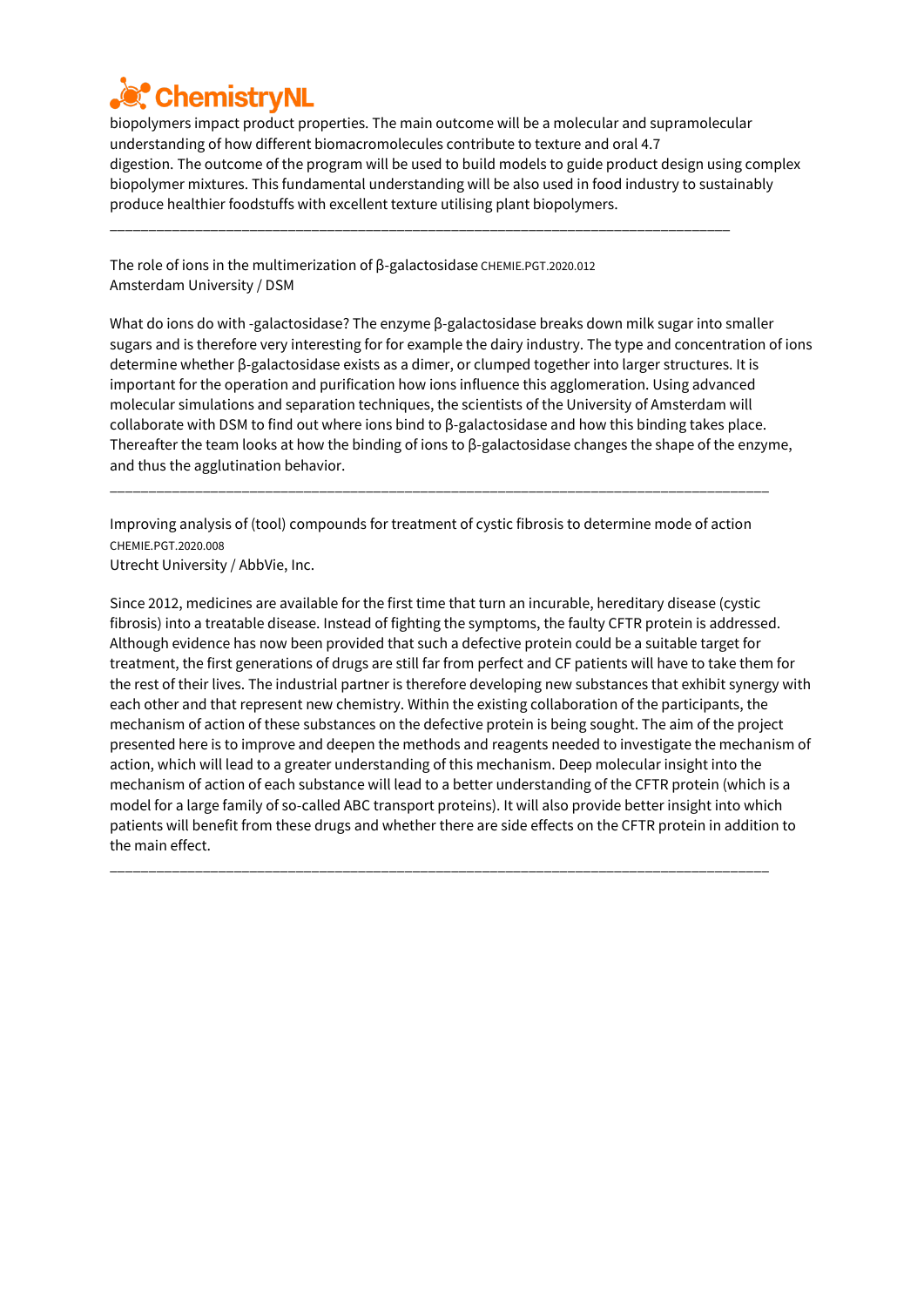biopolymers impact product properties. The main outcome will be a molecular and supramolecular understanding of how different biomacromolecules contribute to texture and oral 4.7 digestion. The outcome of the program will be used to build models to guide product design using complex biopolymer mixtures. This fundamental understanding will be also used in food industry to sustainably produce healthier foodstuffs with excellent texture utilising plant biopolymers.

---

The role of ions in the multimerization of β-galactosidase CHEMIE.PGT.2020.012
Amsterdam University / DSM

What do ions do with -galactosidase? The enzyme β-galactosidase breaks down milk sugar into smaller sugars and is therefore very interesting for for example the dairy industry. The type and concentration of ions determine whether β-galactosidase exists as a dimer, or clumped together into larger structures. It is important for the operation and purification how ions influence this agglomeration. Using advanced molecular simulations and separation techniques, the scientists of the University of Amsterdam will collaborate with DSM to find out where ions bind to β-galactosidase and how this binding takes place. Thereafter the team looks at how the binding of ions to β-galactosidase changes the shape of the enzyme, and thus the agglutination behavior.

---

Improving analysis of (tool) compounds for treatment of cystic fibrosis to determine mode of action CHEMIE.PGT.2020.008
Utrecht University / AbbVie, Inc.

Since 2012, medicines are available for the first time that turn an incurable, hereditary disease (cystic fibrosis) into a treatable disease. Instead of fighting the symptoms, the faulty CFTR protein is addressed. Although evidence has now been provided that such a defective protein could be a suitable target for treatment, the first generations of drugs are still far from perfect and CF patients will have to take them for the rest of their lives. The industrial partner is therefore developing new substances that exhibit synergy with each other and that represent new chemistry. Within the existing collaboration of the participants, the mechanism of action of these substances on the defective protein is being sought. The aim of the project presented here is to improve and deepen the methods and reagents needed to investigate the mechanism of action, which will lead to a greater understanding of this mechanism. Deep molecular insight into the mechanism of action of each substance will lead to a better understanding of the CFTR protein (which is a model for a large family of so-called ABC transport proteins). It will also provide better insight into which patients will benefit from these drugs and whether there are side effects on the CFTR protein in addition to the main effect.

---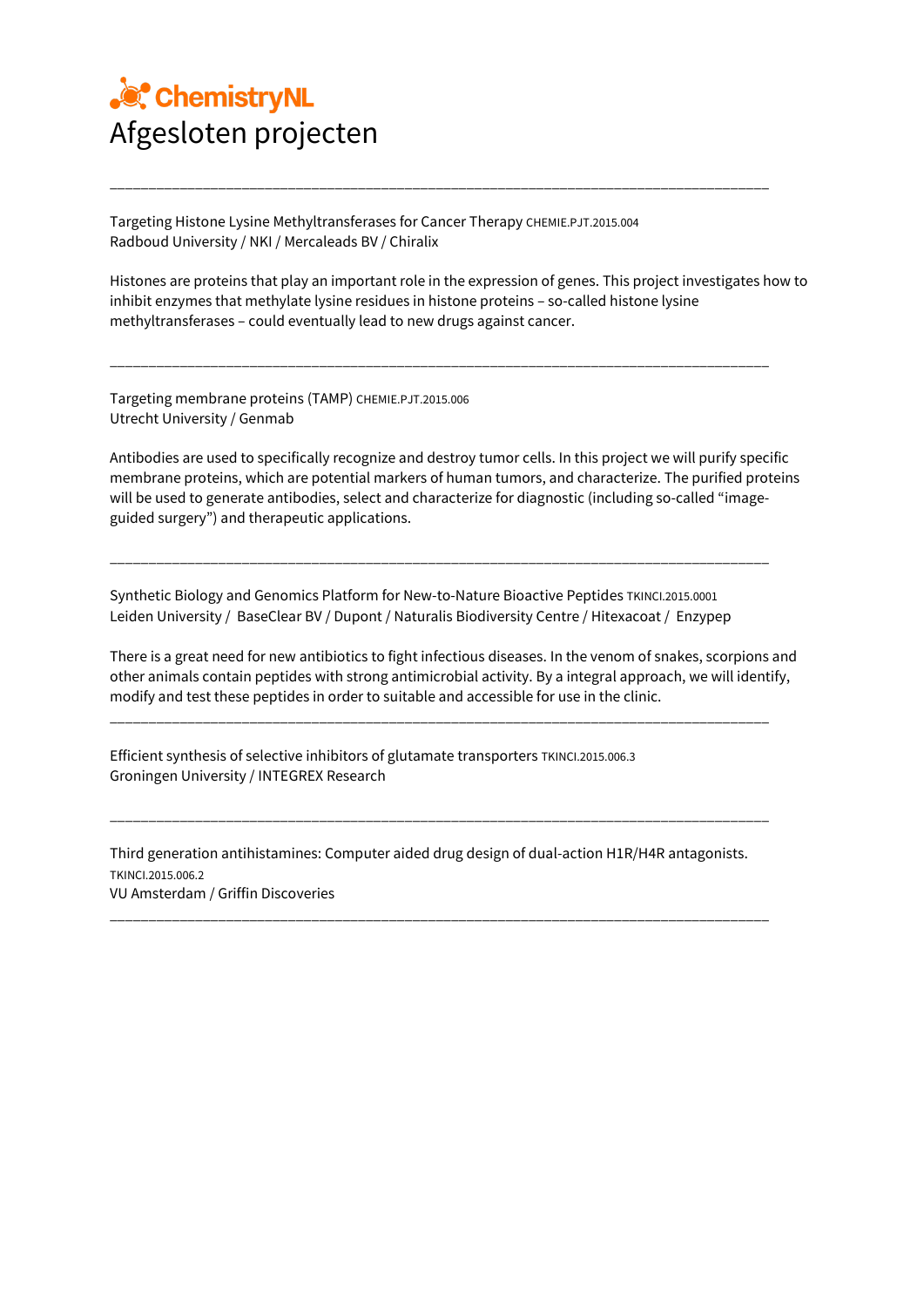ChemistryNL

# Afgesloten projecten

---

Targeting Histone Lysine Methyltransferases for Cancer Therapy CHEMIE.PJT.2015.004
Radboud University / NKI / Mercaleads BV / Chiralix

Histones are proteins that play an important role in the expression of genes. This project investigates how to inhibit enzymes that methylate lysine residues in histone proteins – so-called histone lysine methyltransferases – could eventually lead to new drugs against cancer.

---

Targeting membrane proteins (TAMP) CHEMIE.PJT.2015.006
Utrecht University / Genmab

Antibodies are used to specifically recognize and destroy tumor cells. In this project we will purify specific membrane proteins, which are potential markers of human tumors, and characterize. The purified proteins will be used to generate antibodies, select and characterize for diagnostic (including so-called "image-guided surgery") and therapeutic applications.

---

Synthetic Biology and Genomics Platform for New-to-Nature Bioactive Peptides TKINCI.2015.0001
Leiden University / BaseClear BV / Dupont / Naturalis Biodiversity Centre / Hitexacoat / Enzypep

There is a great need for new antibiotics to fight infectious diseases. In the venom of snakes, scorpions and other animals contain peptides with strong antimicrobial activity. By a integral approach, we will identify, modify and test these peptides in order to suitable and accessible for use in the clinic.

---

Efficient synthesis of selective inhibitors of glutamate transporters TKINCI.2015.006.3
Groningen University / INTEGREX Research

---

Third generation antihistamines: Computer aided drug design of dual-action H1R/H4R antagonists. TKINCI.2015.006.2
VU Amsterdam / Griffin Discoveries

---